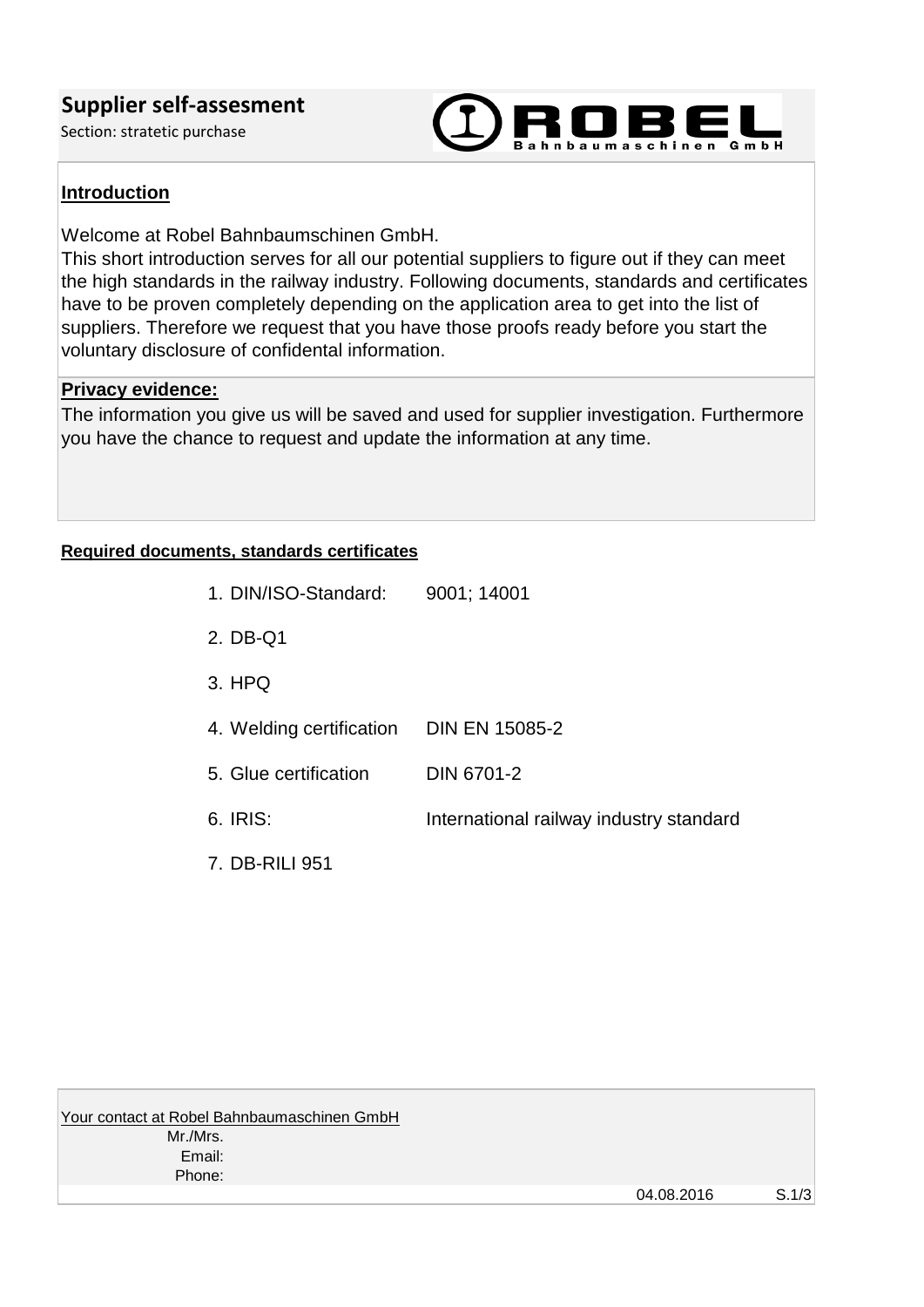# Supplier self-assesment

Section: stratetic purchase

ROBEL Bahnbaumaschinen GmbH

**Introduction**

Welcome at Robel Bahnbaumschinen GmbH.
This short introduction serves for all our potential suppliers to figure out if they can meet the high standards in the railway industry. Following documents, standards and certificates have to be proven completely depending on the application area to get into the list of suppliers. Therefore we request that you have those proofs ready before you start the voluntary disclosure of confidental information.

**Privacy evidence:**

The information you give us will be saved and used for supplier investigation. Furthermore you have the chance to request and update the information at any time.

**Required documents, standards certificates**

1. DIN/ISO-Standard: 9001; 14001
2. DB-Q1
3. HPQ
4. Welding certification DIN EN 15085-2
5. Glue certification DIN 6701-2
6. IRIS: International railway industry standard
7. DB-RILI 951

Your contact at Robel Bahnbaumaschinen GmbH

Mr./Mrs.

Email:

Phone:

04.08.2016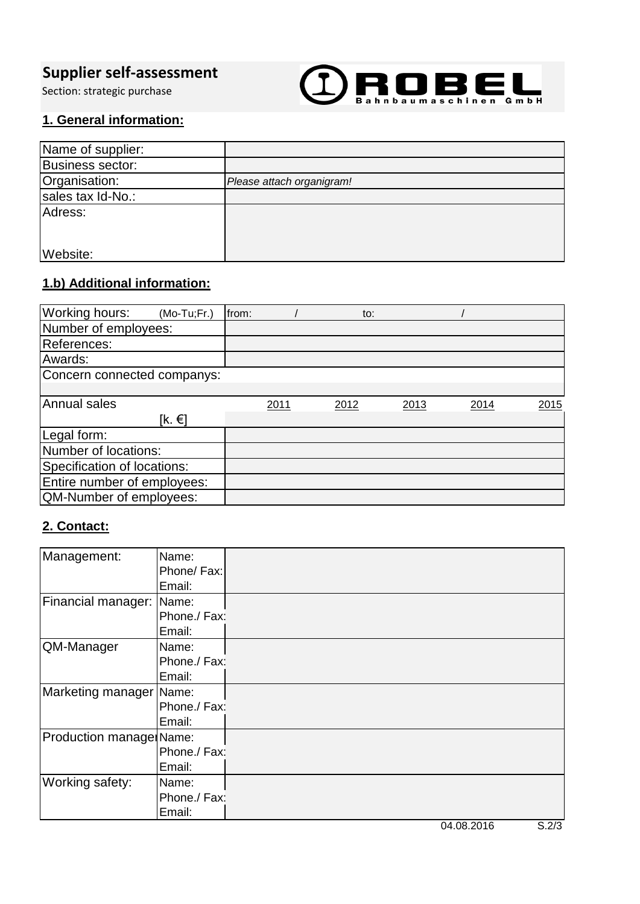# Supplier self-assessment

Section: strategic purchase

ROBEL Bahnbaumaschinen GmbH

## 1. General information:

| | |
|---|---|
| Name of supplier: | |
| Business sector: | |
| Organisation: | *Please attach organigram!* |
| sales tax Id-No.: | |
| Adress:<br><br>Website: | |

## 1.b) Additional information:

| | | | | | | |
|---|---|---|---|---|---|---|
| Working hours: (Mo-Tu;Fr.) | from: / | | to: / | | | |
| Number of employees: | | | | | | |
| References: | | | | | | |
| Awards: | | | | | | |
| Concern connected companys: | | | | | | |
| | | | | | | |
| Annual sales | | 2011 | 2012 | 2013 | 2014 | 2015 |
| [k. €] | | | | | | |
| Legal form: | | | | | | |
| Number of locations: | | | | | | |
| Specification of locations: | | | | | | |
| Entire number of employees: | | | | | | |
| QM-Number of employees: | | | | | | |

## 2. Contact:

| | | |
|---|---|---|
| Management: | Name:<br>Phone/ Fax:<br>Email: | |
| Financial manager: | Name:<br>Phone./ Fax:<br>Email: | |
| QM-Manager | Name:<br>Phone./ Fax:<br>Email: | |
| Marketing manager | Name:<br>Phone./ Fax:<br>Email: | |
| Production manager | Name:<br>Phone./ Fax:<br>Email: | |
| Working safety: | Name:<br>Phone./ Fax:<br>Email: | |

04.08.2016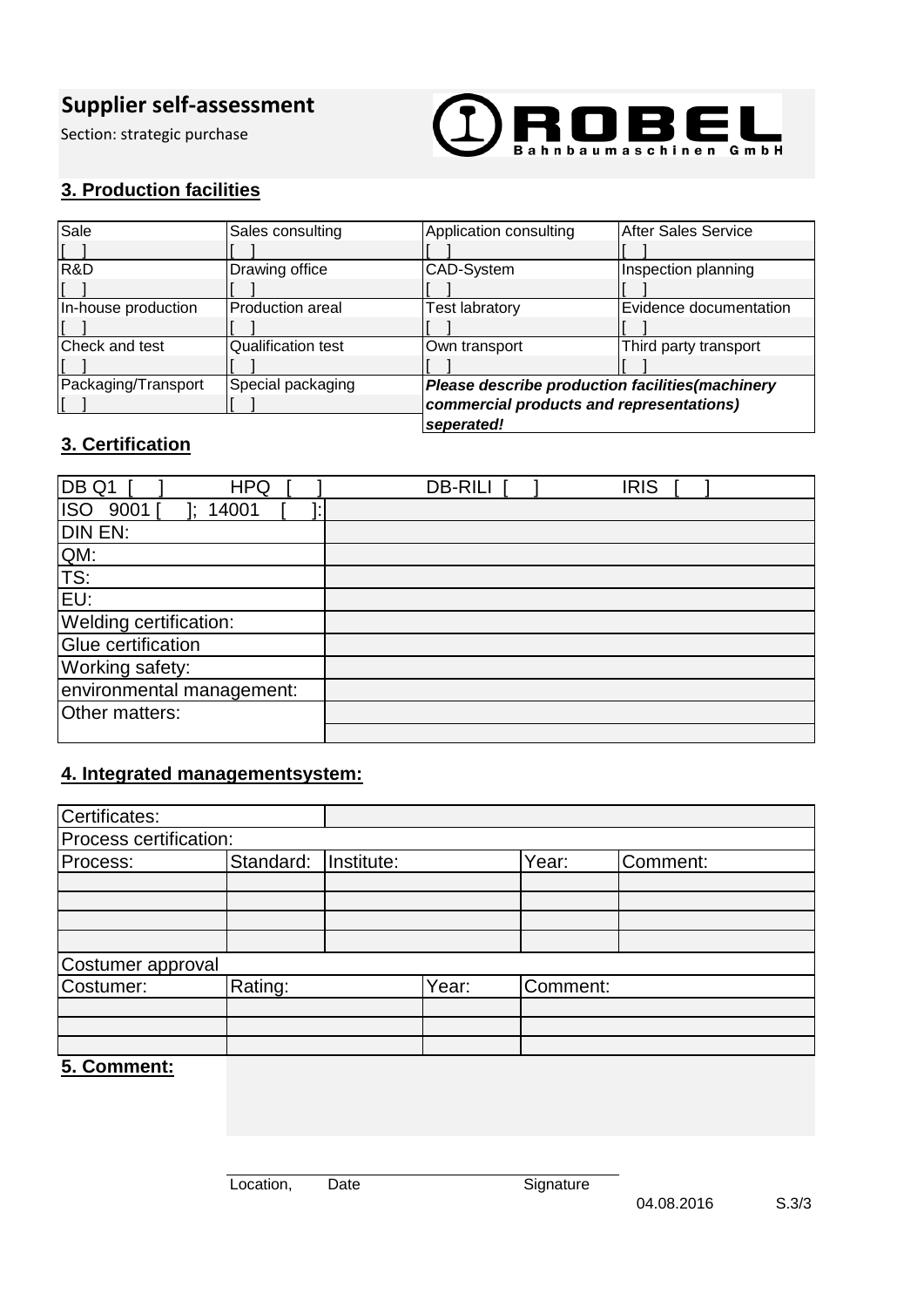# Supplier self-assessment

Section: strategic purchase

ROBEL Bahnbaumaschinen GmbH

## 3. Production facilities

| | | | |
|---|---|---|---|
| Sale | Sales consulting | Application consulting | After Sales Service |
| [ ] | [ ] | [ ] | [ ] |
| R&D | Drawing office | CAD-System | Inspection planning |
| [ ] | [ ] | [ ] | [ ] |
| In-house production | Production areal | Test labratory | Evidence documentation |
| [ ] | [ ] | [ ] | [ ] |
| Check and test | Qualification test | Own transport | Third party transport |
| [ ] | [ ] | [ ] | [ ] |
| Packaging/Transport | Special packaging | ***Please describe production facilities(machinery commercial products and representations) seperated!*** | |
| [ ] | [ ] | | |

## 3. Certification

| | | | |
|---|---|---|---|
| DB Q1 [ ] | HPQ [ ] | DB-RILI [ ] | IRIS [ ] |
| ISO 9001 [ ]; 14001 [ ]: | | | |
| DIN EN: | | | |
| QM: | | | |
| TS: | | | |
| EU: | | | |
| Welding certification: | | | |
| Glue certification | | | |
| Working safety: | | | |
| environmental management: | | | |
| Other matters: | | | |

## 4. Integrated managementsystem:

| | | | | |
|---|---|---|---|---|
| Certificates: | | | | |
| Process certification: | | | | |
| Process: | Standard: | Institute: | Year: | Comment: |
| | | | | |
| | | | | |
| | | | | |
| | | | | |

| | | | |
|---|---|---|---|
| Costumer approval | | | |
| Costumer: | Rating: | Year: | Comment: |
| | | | |
| | | | |
| | | | |

## 5. Comment:

Location, Date Signature

04.08.2016